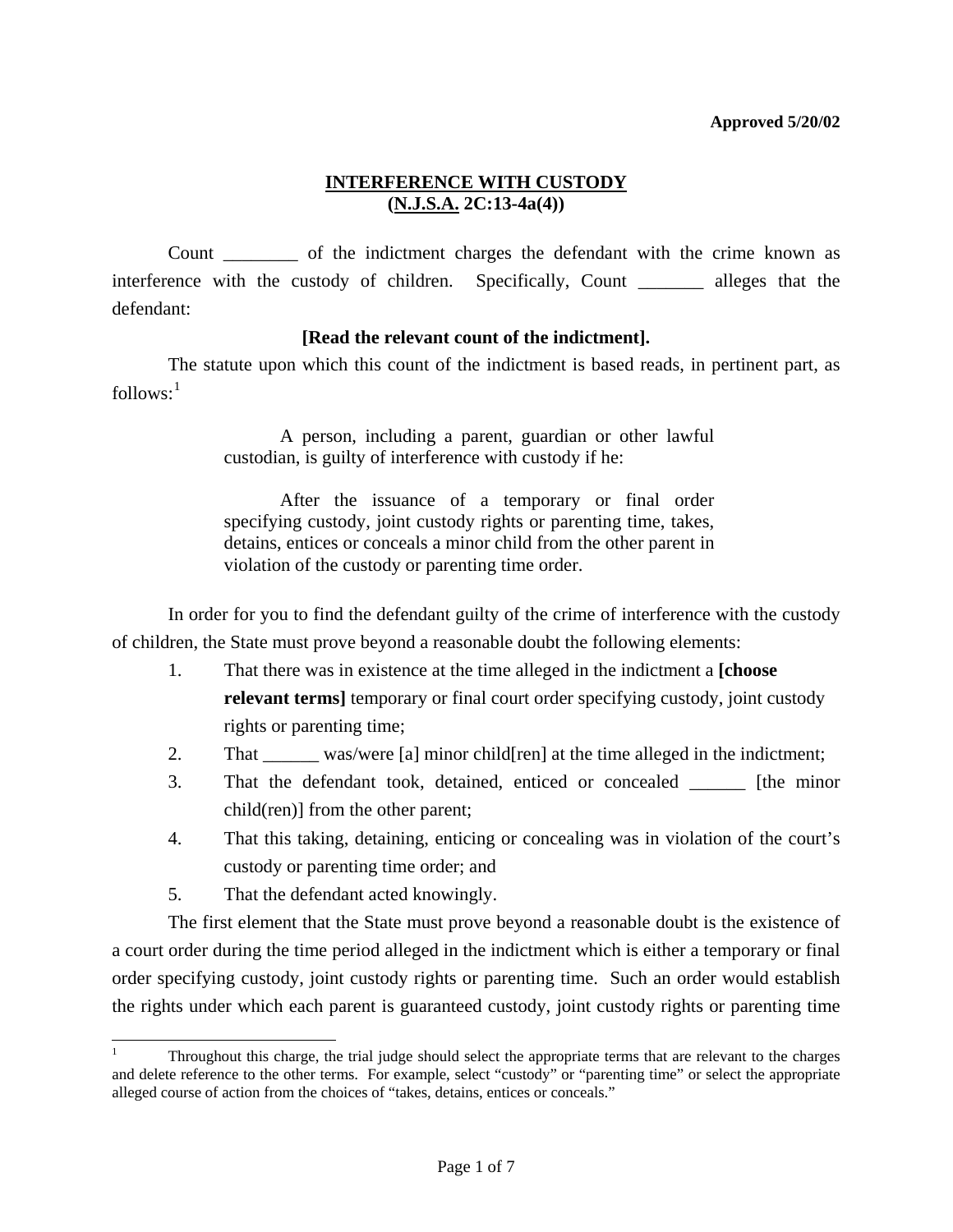**Approved 5/20/02**

# INTERFERENCE WITH CUSTODY
## (N.J.S.A. 2C:13-4a(4))

Count ________ of the indictment charges the defendant with the crime known as interference with the custody of children. Specifically, Count _______ alleges that the defendant:

**[Read the relevant count of the indictment].**

The statute upon which this count of the indictment is based reads, in pertinent part, as follows:[1]

> A person, including a parent, guardian or other lawful custodian, is guilty of interference with custody if he:
>
> After the issuance of a temporary or final order specifying custody, joint custody rights or parenting time, takes, detains, entices or conceals a minor child from the other parent in violation of the custody or parenting time order.

In order for you to find the defendant guilty of the crime of interference with the custody of children, the State must prove beyond a reasonable doubt the following elements:

1. That there was in existence at the time alleged in the indictment a **[choose relevant terms]** temporary or final court order specifying custody, joint custody rights or parenting time;
2. That ______ was/were [a] minor child[ren] at the time alleged in the indictment;
3. That the defendant took, detained, enticed or concealed ______ [the minor child(ren)] from the other parent;
4. That this taking, detaining, enticing or concealing was in violation of the court's custody or parenting time order; and
5. That the defendant acted knowingly.

The first element that the State must prove beyond a reasonable doubt is the existence of a court order during the time period alleged in the indictment which is either a temporary or final order specifying custody, joint custody rights or parenting time. Such an order would establish the rights under which each parent is guaranteed custody, joint custody rights or parenting time

---

[1] Throughout this charge, the trial judge should select the appropriate terms that are relevant to the charges and delete reference to the other terms. For example, select "custody" or "parenting time" or select the appropriate alleged course of action from the choices of "takes, detains, entices or conceals."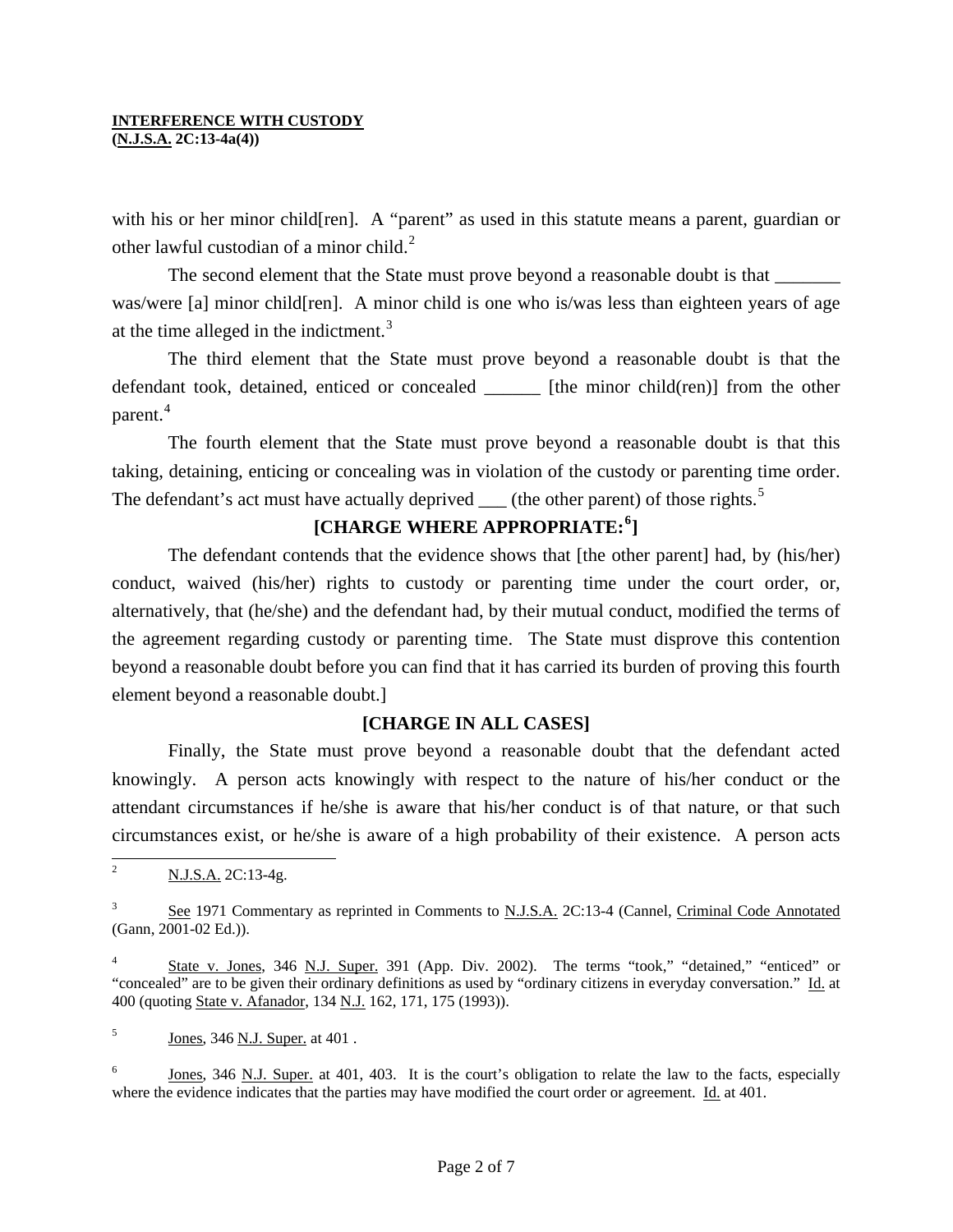with his or her minor child[ren]. A "parent" as used in this statute means a parent, guardian or other lawful custodian of a minor child.[2]

The second element that the State must prove beyond a reasonable doubt is that _______ was/were [a] minor child[ren]. A minor child is one who is/was less than eighteen years of age at the time alleged in the indictment.[3]

The third element that the State must prove beyond a reasonable doubt is that the defendant took, detained, enticed or concealed ______ [the minor child(ren)] from the other parent.[4]

The fourth element that the State must prove beyond a reasonable doubt is that this taking, detaining, enticing or concealing was in violation of the custody or parenting time order. The defendant's act must have actually deprived ___ (the other parent) of those rights.[5]

**[CHARGE WHERE APPROPRIATE:[6]]**

The defendant contends that the evidence shows that [the other parent] had, by (his/her) conduct, waived (his/her) rights to custody or parenting time under the court order, or, alternatively, that (he/she) and the defendant had, by their mutual conduct, modified the terms of the agreement regarding custody or parenting time. The State must disprove this contention beyond a reasonable doubt before you can find that it has carried its burden of proving this fourth element beyond a reasonable doubt.]

**[CHARGE IN ALL CASES]**

Finally, the State must prove beyond a reasonable doubt that the defendant acted knowingly. A person acts knowingly with respect to the nature of his/her conduct or the attendant circumstances if he/she is aware that his/her conduct is of that nature, or that such circumstances exist, or he/she is aware of a high probability of their existence. A person acts

---

[2] N.J.S.A. 2C:13-4g.

[3] See 1971 Commentary as reprinted in Comments to N.J.S.A. 2C:13-4 (Cannel, Criminal Code Annotated (Gann, 2001-02 Ed.)).

[4] State v. Jones, 346 N.J. Super. 391 (App. Div. 2002). The terms "took," "detained," "enticed" or "concealed" are to be given their ordinary definitions as used by "ordinary citizens in everyday conversation." Id. at 400 (quoting State v. Afanador, 134 N.J. 162, 171, 175 (1993)).

[5] Jones, 346 N.J. Super. at 401 .

[6] Jones, 346 N.J. Super. at 401, 403. It is the court's obligation to relate the law to the facts, especially where the evidence indicates that the parties may have modified the court order or agreement. Id. at 401.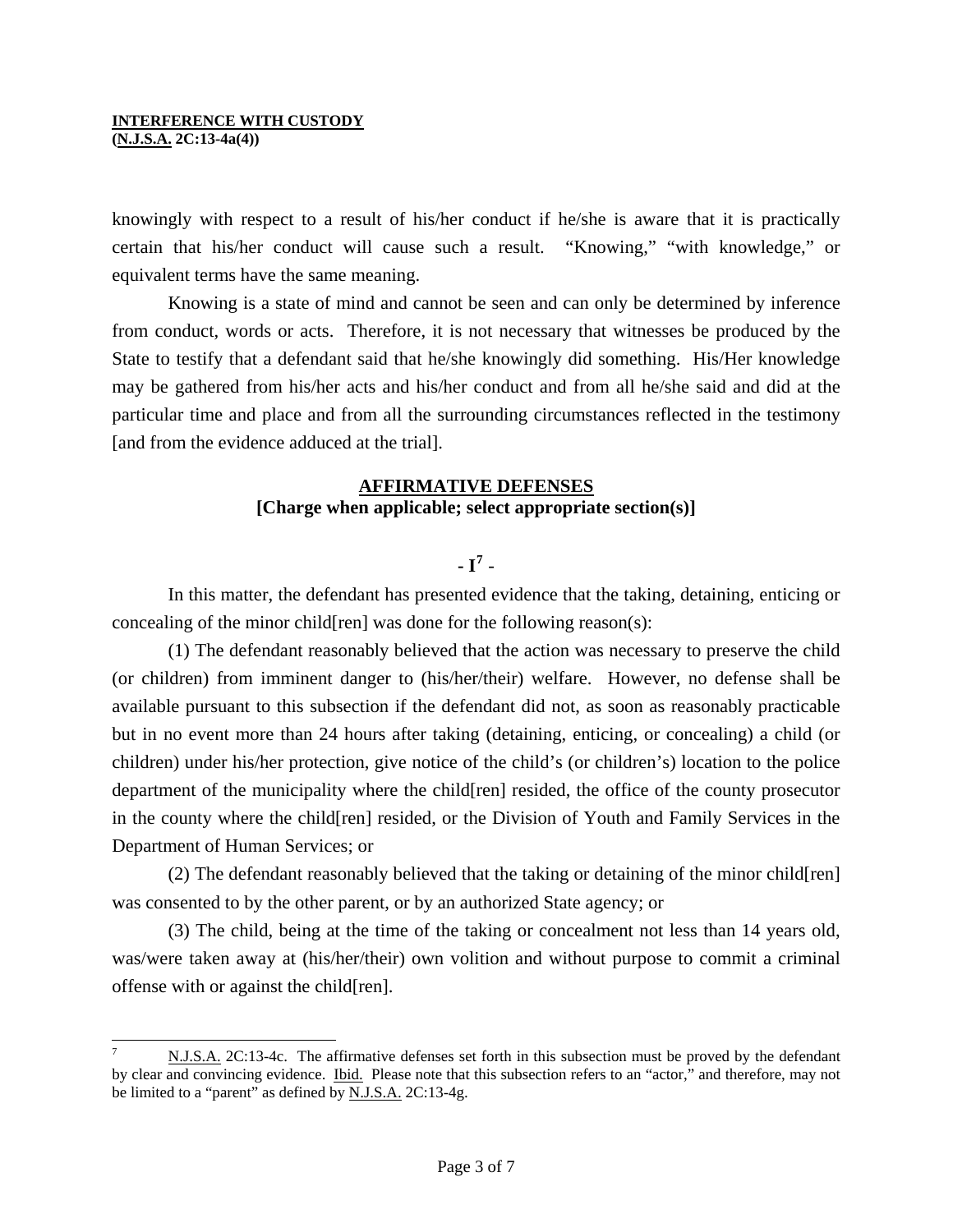knowingly with respect to a result of his/her conduct if he/she is aware that it is practically certain that his/her conduct will cause such a result. "Knowing," "with knowledge," or equivalent terms have the same meaning.

Knowing is a state of mind and cannot be seen and can only be determined by inference from conduct, words or acts. Therefore, it is not necessary that witnesses be produced by the State to testify that a defendant said that he/she knowingly did something. His/Her knowledge may be gathered from his/her acts and his/her conduct and from all he/she said and did at the particular time and place and from all the surrounding circumstances reflected in the testimony [and from the evidence adduced at the trial].

## AFFIRMATIVE DEFENSES
**[Charge when applicable; select appropriate section(s)]**

**- I[7] -**

In this matter, the defendant has presented evidence that the taking, detaining, enticing or concealing of the minor child[ren] was done for the following reason(s):

(1) The defendant reasonably believed that the action was necessary to preserve the child (or children) from imminent danger to (his/her/their) welfare. However, no defense shall be available pursuant to this subsection if the defendant did not, as soon as reasonably practicable but in no event more than 24 hours after taking (detaining, enticing, or concealing) a child (or children) under his/her protection, give notice of the child's (or children's) location to the police department of the municipality where the child[ren] resided, the office of the county prosecutor in the county where the child[ren] resided, or the Division of Youth and Family Services in the Department of Human Services; or

(2) The defendant reasonably believed that the taking or detaining of the minor child[ren] was consented to by the other parent, or by an authorized State agency; or

(3) The child, being at the time of the taking or concealment not less than 14 years old, was/were taken away at (his/her/their) own volition and without purpose to commit a criminal offense with or against the child[ren].

---

[7] N.J.S.A. 2C:13-4c. The affirmative defenses set forth in this subsection must be proved by the defendant by clear and convincing evidence. Ibid. Please note that this subsection refers to an "actor," and therefore, may not be limited to a "parent" as defined by N.J.S.A. 2C:13-4g.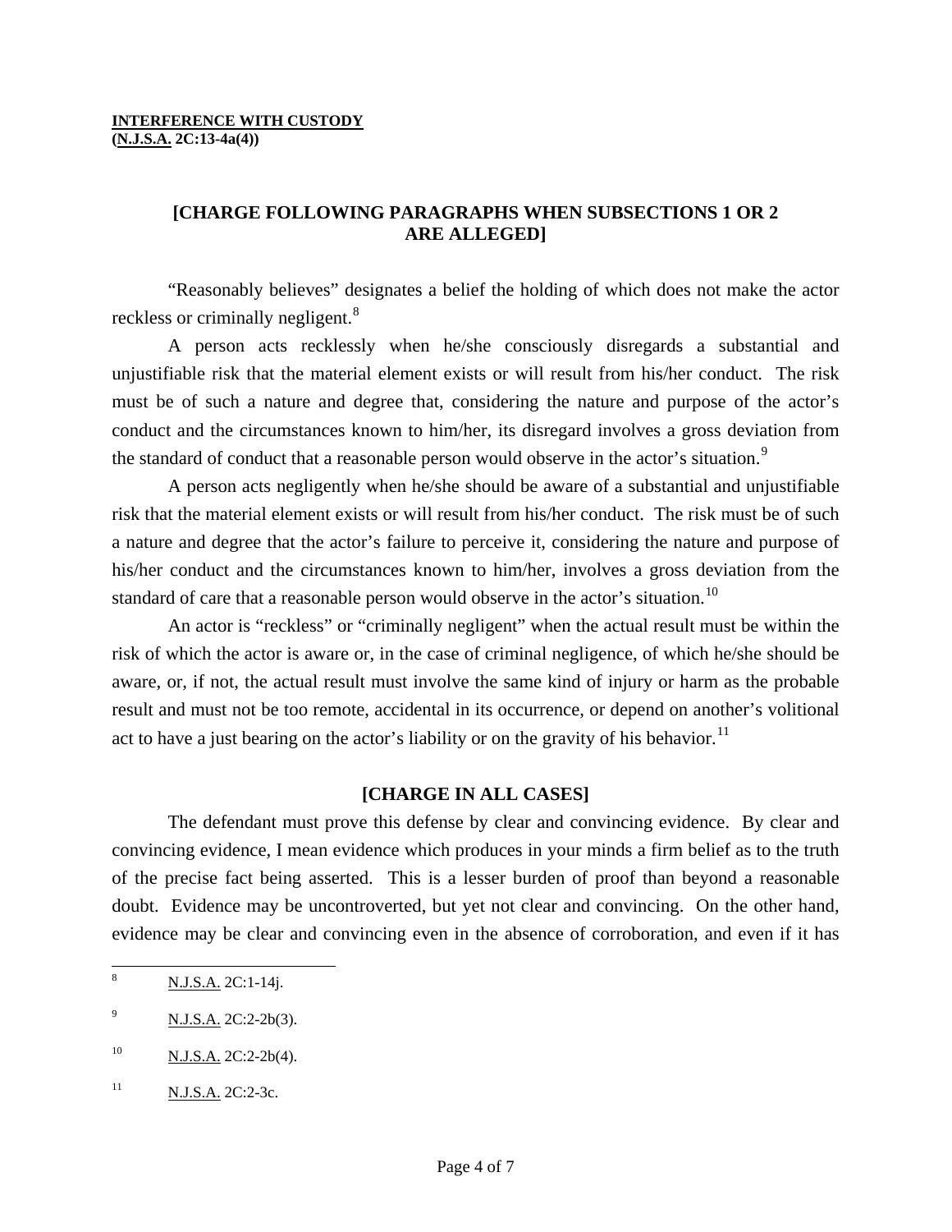**INTERFERENCE WITH CUSTODY**
**(N.J.S.A. 2C:13-4a(4))**

**[CHARGE FOLLOWING PARAGRAPHS WHEN SUBSECTIONS 1 OR 2 ARE ALLEGED]**

"Reasonably believes" designates a belief the holding of which does not make the actor reckless or criminally negligent.[8]

A person acts recklessly when he/she consciously disregards a substantial and unjustifiable risk that the material element exists or will result from his/her conduct. The risk must be of such a nature and degree that, considering the nature and purpose of the actor's conduct and the circumstances known to him/her, its disregard involves a gross deviation from the standard of conduct that a reasonable person would observe in the actor's situation.[9]

A person acts negligently when he/she should be aware of a substantial and unjustifiable risk that the material element exists or will result from his/her conduct. The risk must be of such a nature and degree that the actor's failure to perceive it, considering the nature and purpose of his/her conduct and the circumstances known to him/her, involves a gross deviation from the standard of care that a reasonable person would observe in the actor's situation.[10]

An actor is "reckless" or "criminally negligent" when the actual result must be within the risk of which the actor is aware or, in the case of criminal negligence, of which he/she should be aware, or, if not, the actual result must involve the same kind of injury or harm as the probable result and must not be too remote, accidental in its occurrence, or depend on another's volitional act to have a just bearing on the actor's liability or on the gravity of his behavior.[11]

**[CHARGE IN ALL CASES]**

The defendant must prove this defense by clear and convincing evidence. By clear and convincing evidence, I mean evidence which produces in your minds a firm belief as to the truth of the precise fact being asserted. This is a lesser burden of proof than beyond a reasonable doubt. Evidence may be uncontroverted, but yet not clear and convincing. On the other hand, evidence may be clear and convincing even in the absence of corroboration, and even if it has

---

[8] N.J.S.A. 2C:1-14j.

[9] N.J.S.A. 2C:2-2b(3).

[10] N.J.S.A. 2C:2-2b(4).

[11] N.J.S.A. 2C:2-3c.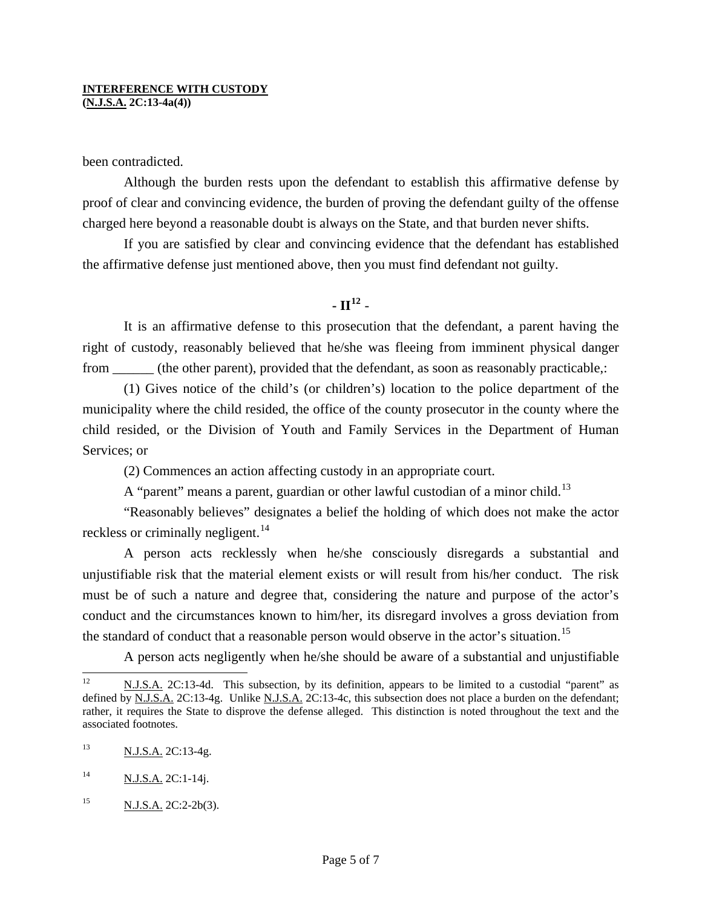been contradicted.

Although the burden rests upon the defendant to establish this affirmative defense by proof of clear and convincing evidence, the burden of proving the defendant guilty of the offense charged here beyond a reasonable doubt is always on the State, and that burden never shifts.

If you are satisfied by clear and convincing evidence that the defendant has established the affirmative defense just mentioned above, then you must find defendant not guilty.

**- II[12] -**

It is an affirmative defense to this prosecution that the defendant, a parent having the right of custody, reasonably believed that he/she was fleeing from imminent physical danger from ______ (the other parent), provided that the defendant, as soon as reasonably practicable,:

(1) Gives notice of the child's (or children's) location to the police department of the municipality where the child resided, the office of the county prosecutor in the county where the child resided, or the Division of Youth and Family Services in the Department of Human Services; or

(2) Commences an action affecting custody in an appropriate court.

A "parent" means a parent, guardian or other lawful custodian of a minor child.[13]

"Reasonably believes" designates a belief the holding of which does not make the actor reckless or criminally negligent.[14]

A person acts recklessly when he/she consciously disregards a substantial and unjustifiable risk that the material element exists or will result from his/her conduct. The risk must be of such a nature and degree that, considering the nature and purpose of the actor's conduct and the circumstances known to him/her, its disregard involves a gross deviation from the standard of conduct that a reasonable person would observe in the actor's situation.[15]

A person acts negligently when he/she should be aware of a substantial and unjustifiable

---

[12] N.J.S.A. 2C:13-4d. This subsection, by its definition, appears to be limited to a custodial "parent" as defined by N.J.S.A. 2C:13-4g. Unlike N.J.S.A. 2C:13-4c, this subsection does not place a burden on the defendant; rather, it requires the State to disprove the defense alleged. This distinction is noted throughout the text and the associated footnotes.

[13] N.J.S.A. 2C:13-4g.

[14] N.J.S.A. 2C:1-14j.

[15] N.J.S.A. 2C:2-2b(3).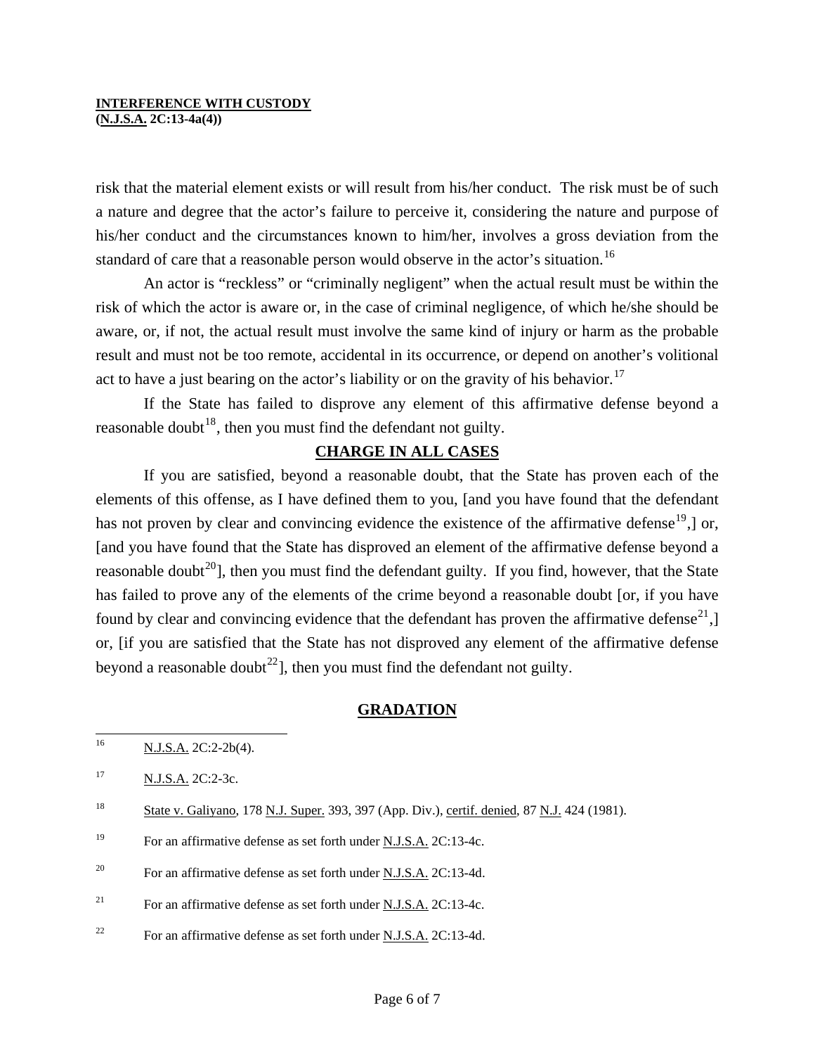risk that the material element exists or will result from his/her conduct. The risk must be of such a nature and degree that the actor's failure to perceive it, considering the nature and purpose of his/her conduct and the circumstances known to him/her, involves a gross deviation from the standard of care that a reasonable person would observe in the actor's situation.[16]

An actor is "reckless" or "criminally negligent" when the actual result must be within the risk of which the actor is aware or, in the case of criminal negligence, of which he/she should be aware, or, if not, the actual result must involve the same kind of injury or harm as the probable result and must not be too remote, accidental in its occurrence, or depend on another's volitional act to have a just bearing on the actor's liability or on the gravity of his behavior.[17]

If the State has failed to disprove any element of this affirmative defense beyond a reasonable doubt[18], then you must find the defendant not guilty.

## CHARGE IN ALL CASES

If you are satisfied, beyond a reasonable doubt, that the State has proven each of the elements of this offense, as I have defined them to you, [and you have found that the defendant has not proven by clear and convincing evidence the existence of the affirmative defense[19],] or, [and you have found that the State has disproved an element of the affirmative defense beyond a reasonable doubt[20]], then you must find the defendant guilty. If you find, however, that the State has failed to prove any of the elements of the crime beyond a reasonable doubt [or, if you have found by clear and convincing evidence that the defendant has proven the affirmative defense[21],] or, [if you are satisfied that the State has not disproved any element of the affirmative defense beyond a reasonable doubt[22]], then you must find the defendant not guilty.

## GRADATION

---

16 N.J.S.A. 2C:2-2b(4).

17 N.J.S.A. 2C:2-3c.

18 State v. Galiyano, 178 N.J. Super. 393, 397 (App. Div.), certif. denied, 87 N.J. 424 (1981).

19 For an affirmative defense as set forth under N.J.S.A. 2C:13-4c.

20 For an affirmative defense as set forth under N.J.S.A. 2C:13-4d.

21 For an affirmative defense as set forth under N.J.S.A. 2C:13-4c.

22 For an affirmative defense as set forth under N.J.S.A. 2C:13-4d.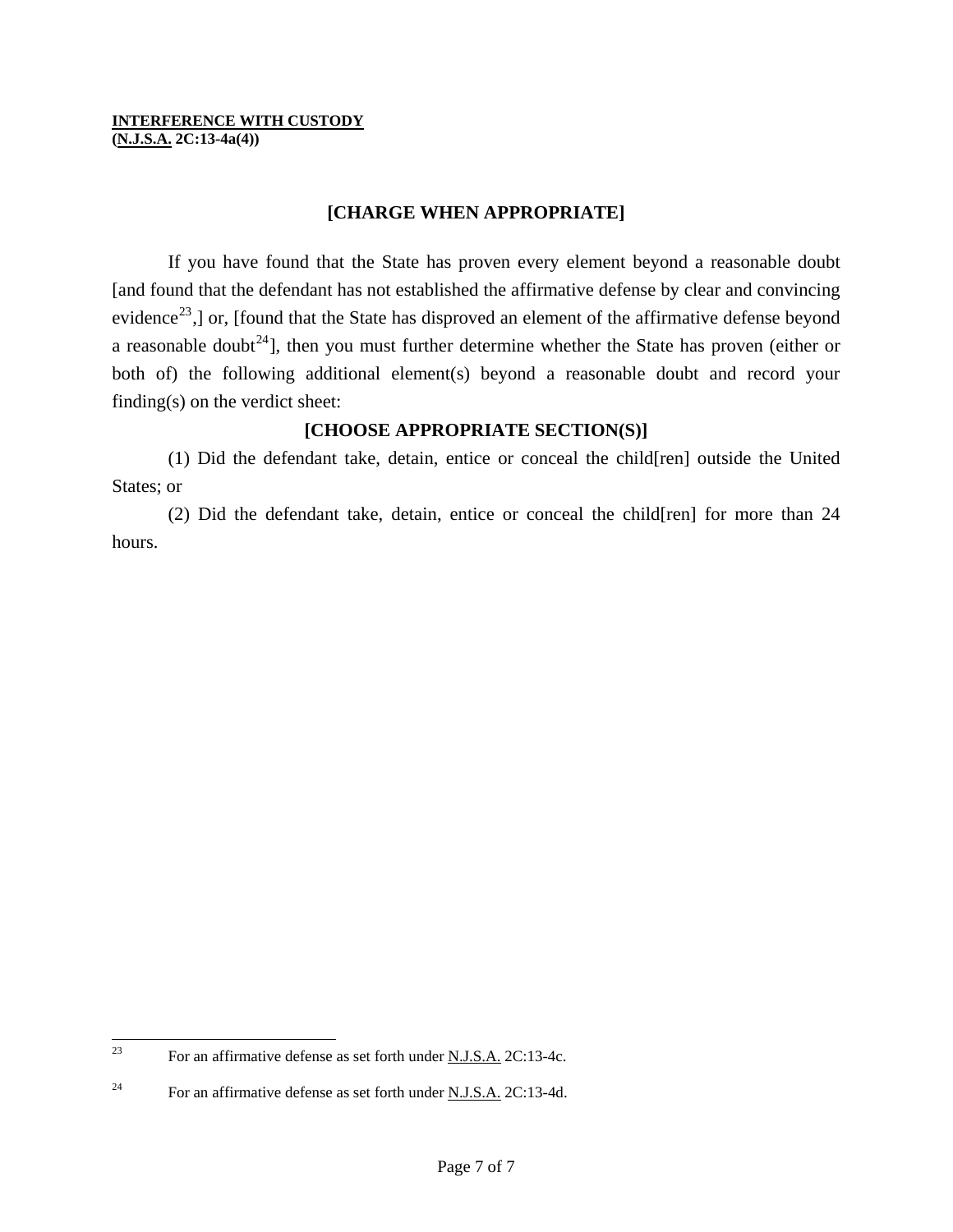**INTERFERENCE WITH CUSTODY**
**(N.J.S.A. 2C:13-4a(4))**

**[CHARGE WHEN APPROPRIATE]**

If you have found that the State has proven every element beyond a reasonable doubt [and found that the defendant has not established the affirmative defense by clear and convincing evidence[23],] or, [found that the State has disproved an element of the affirmative defense beyond a reasonable doubt[24]], then you must further determine whether the State has proven (either or both of) the following additional element(s) beyond a reasonable doubt and record your finding(s) on the verdict sheet:

**[CHOOSE APPROPRIATE SECTION(S)]**

(1) Did the defendant take, detain, entice or conceal the child[ren] outside the United States; or

(2) Did the defendant take, detain, entice or conceal the child[ren] for more than 24 hours.

---

[23] For an affirmative defense as set forth under N.J.S.A. 2C:13-4c.

[24] For an affirmative defense as set forth under N.J.S.A. 2C:13-4d.